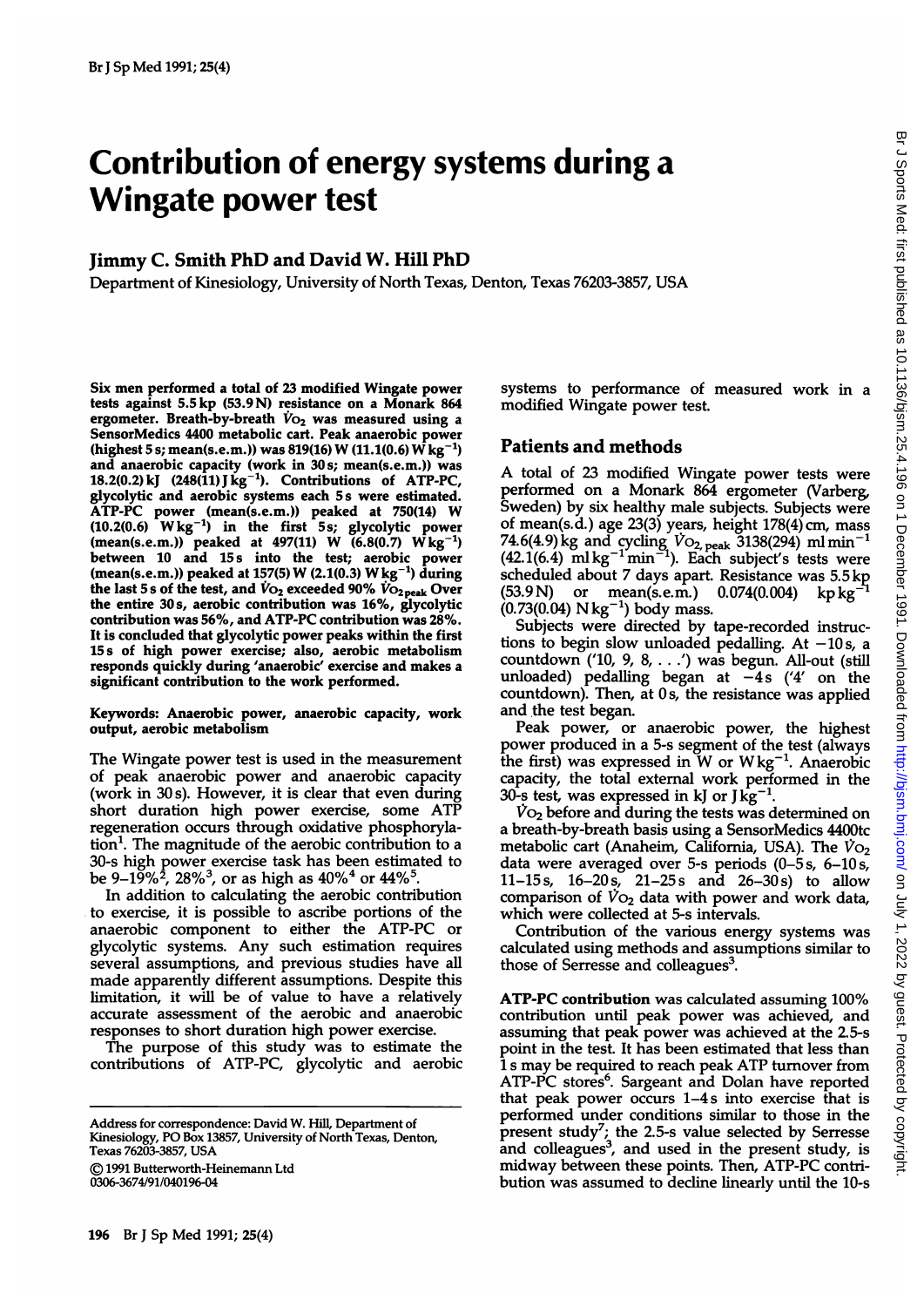# Contribution of energy systems during a Wingate power test

## Jimmy C. Smith PhD and David W. Hill PhD

Department of Kinesiology, University of North Texas, Denton, Texas 76203-3857, USA

**Six men performed a total of 23 modified Wingate power tests against 5.5 kp (53.9 N) resistance on a Monark 864 ergometer. Breath-by-breath $\dot{V}O_2$ was measured using a SensorMedics 4400 metabolic cart. Peak anaerobic power (highest 5 s; mean(s.e.m.)) was 819(16) W (11.1(0.6) W $kg^{-1}$) and anaerobic capacity (work in 30 s; mean(s.e.m.)) was 18.2(0.2) kJ (248(11) J $kg^{-1}$). Contributions of ATP-PC, glycolytic and aerobic systems each 5 s were estimated. ATP-PC power (mean(s.e.m.)) peaked at 750(14) W (10.2(0.6) W $kg^{-1}$) in the first 5 s; glycolytic power (mean(s.e.m.)) peaked at 497(11) W (6.8(0.7) W $kg^{-1}$) between 10 and 15 s into the test; aerobic power (mean(s.e.m.)) peaked at 157(5) W (2.1(0.3) W $kg^{-1}$) during the last 5 s of the test, and $\dot{V}O_2$ exceeded 90% $\dot{V}O_{2\,peak}$ Over the entire 30 s, aerobic contribution was 16%, glycolytic contribution was 56%, and ATP-PC contribution was 28%. It is concluded that glycolytic power peaks within the first 15 s of high power exercise; also, aerobic metabolism responds quickly during 'anaerobic' exercise and makes a significant contribution to the work performed.**

**Keywords: Anaerobic power, anaerobic capacity, work output, aerobic metabolism**

The Wingate power test is used in the measurement of peak anaerobic power and anaerobic capacity (work in 30 s). However, it is clear that even during short duration high power exercise, some ATP regeneration occurs through oxidative phosphorylation[1]. The magnitude of the aerobic contribution to a 30-s high power exercise task has been estimated to be 9–19%[2], 28%[3], or as high as 40%[4] or 44%[5].

In addition to calculating the aerobic contribution to exercise, it is possible to ascribe portions of the anaerobic component to either the ATP-PC or glycolytic systems. Any such estimation requires several assumptions, and previous studies have all made apparently different assumptions. Despite this limitation, it will be of value to have a relatively accurate assessment of the aerobic and anaerobic responses to short duration high power exercise.

The purpose of this study was to estimate the contributions of ATP-PC, glycolytic and aerobic systems to performance of measured work in a modified Wingate power test.

Address for correspondence: David W. Hill, Department of Kinesiology, PO Box 13857, University of North Texas, Denton, Texas 76203-3857, USA

© 1991 Butterworth-Heinemann Ltd
0306-3674/91/040196-04

## Patients and methods

A total of 23 modified Wingate power tests were performed on a Monark 864 ergometer (Varberg, Sweden) by six healthy male subjects. Subjects were of mean(s.d.) age 23(3) years, height 178(4) cm, mass 74.6(4.9) kg and cycling $\dot{V}O_{2,\,peak}$ 3138(294) ml $min^{-1}$ (42.1(6.4) ml $kg^{-1}$ $min^{-1}$). Each subject's tests were scheduled about 7 days apart. Resistance was 5.5 kp (53.9 N) or mean(s.e.m.) 0.074(0.004) kp $kg^{-1}$ (0.73(0.04) N $kg^{-1}$) body mass.

Subjects were directed by tape-recorded instructions to begin slow unloaded pedalling. At −10 s, a countdown ('10, 9, 8, ...') was begun. All-out (still unloaded) pedalling began at −4 s ('4' on the countdown). Then, at 0 s, the resistance was applied and the test began.

Peak power, or anaerobic power, the highest power produced in a 5-s segment of the test (always the first) was expressed in W or W $kg^{-1}$. Anaerobic capacity, the total external work performed in the 30-s test, was expressed in kJ or J $kg^{-1}$.

$\dot{V}O_2$ before and during the tests was determined on a breath-by-breath basis using a SensorMedics 4400tc metabolic cart (Anaheim, California, USA). The $\dot{V}O_2$ data were averaged over 5-s periods (0–5 s, 6–10 s, 11–15 s, 16–20 s, 21–25 s and 26–30 s) to allow comparison of $\dot{V}O_2$ data with power and work data, which were collected at 5-s intervals.

Contribution of the various energy systems was calculated using methods and assumptions similar to those of Serresse and colleagues[3].

**ATP-PC contribution** was calculated assuming 100% contribution until peak power was achieved, and assuming that peak power was achieved at the 2.5-s point in the test. It has been estimated that less than 1 s may be required to reach peak ATP turnover from ATP-PC stores[6]. Sargeant and Dolan have reported that peak power occurs 1–4 s into exercise that is performed under conditions similar to those in the present study[7]; the 2.5-s value selected by Serresse and colleagues[3], and used in the present study, is midway between these points. Then, ATP-PC contribution was assumed to decline linearly until the 10-s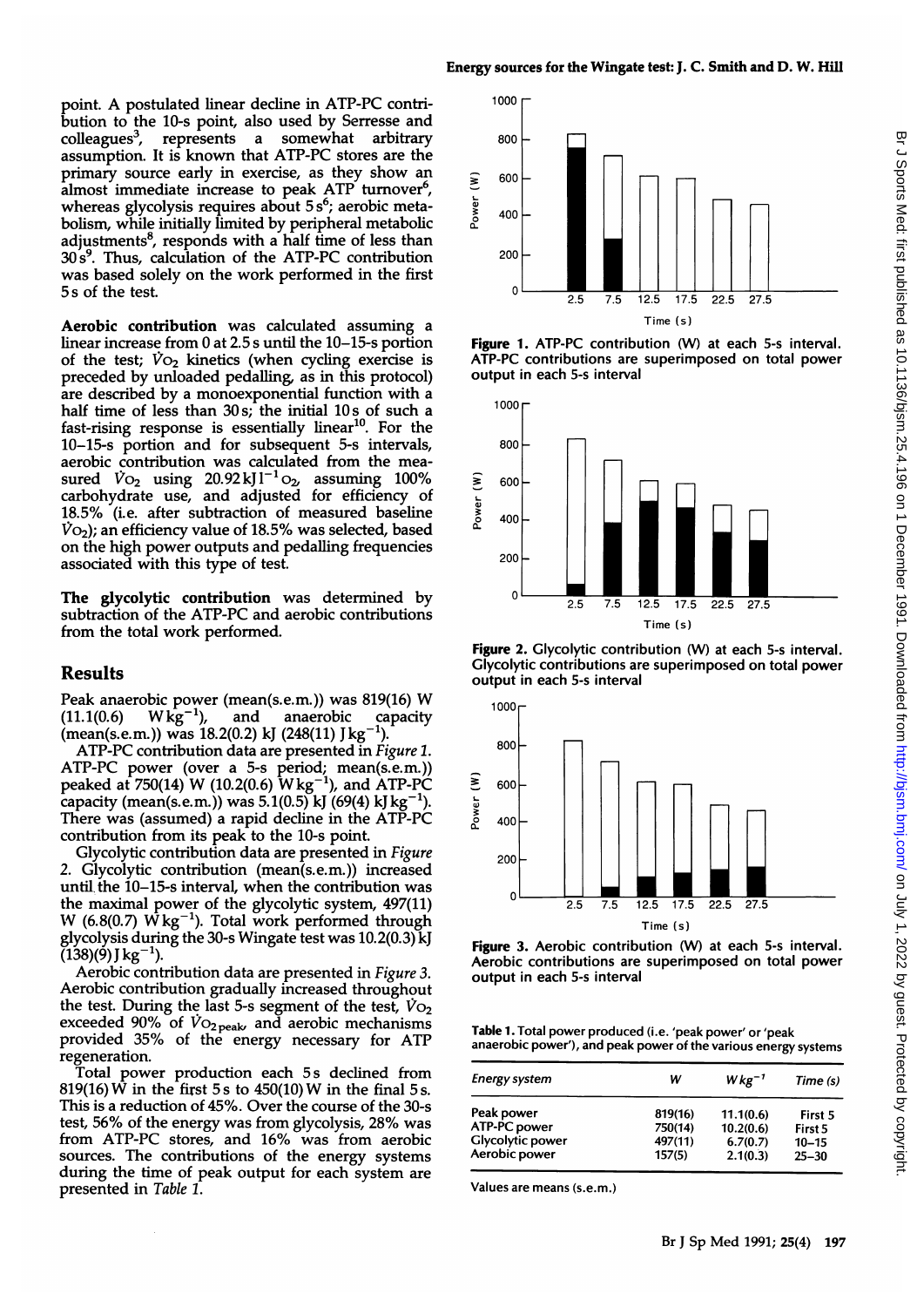point. A postulated linear decline in ATP-PC contribution to the 10-s point, also used by Serresse and colleagues[3], represents a somewhat arbitrary assumption. It is known that ATP-PC stores are the primary source early in exercise, as they show an almost immediate increase to peak ATP turnover[6], whereas glycolysis requires about 5 s[6]; aerobic metabolism, while initially limited by peripheral metabolic adjustments[8], responds with a half time of less than 30 s[9]. Thus, calculation of the ATP-PC contribution was based solely on the work performed in the first 5 s of the test.

**Aerobic contribution** was calculated assuming a linear increase from 0 at 2.5 s until the 10–15-s portion of the test; $\dot{V}O_2$ kinetics (when cycling exercise is preceded by unloaded pedalling, as in this protocol) are described by a monoexponential function with a half time of less than 30 s; the initial 10 s of such a fast-rising response is essentially linear[10]. For the 10–15-s portion and for subsequent 5-s intervals, aerobic contribution was calculated from the measured $\dot{V}O_2$ using $20.92\ kJ\ l^{-1}\ O_2$, assuming 100% carbohydrate use, and adjusted for efficiency of 18.5% (i.e. after subtraction of measured baseline $\dot{V}O_2$); an efficiency value of 18.5% was selected, based on the high power outputs and pedalling frequencies associated with this type of test.

**The glycolytic contribution** was determined by subtraction of the ATP-PC and aerobic contributions from the total work performed.

## Results

Peak anaerobic power (mean(s.e.m.)) was 819(16) W (11.1(0.6) $W\ kg^{-1}$), and anaerobic capacity (mean(s.e.m.)) was 18.2(0.2) kJ (248(11) $J\ kg^{-1}$).

ATP-PC contribution data are presented in *Figure 1*. ATP-PC power (over a 5-s period; mean(s.e.m.)) peaked at 750(14) W (10.2(0.6) $W\ kg^{-1}$), and ATP-PC capacity (mean(s.e.m.)) was 5.1(0.5) kJ (69(4) $kJ\ kg^{-1}$). There was (assumed) a rapid decline in the ATP-PC contribution from its peak to the 10-s point.

Glycolytic contribution data are presented in *Figure 2*. Glycolytic contribution (mean(s.e.m.)) increased until the 10–15-s interval, when the contribution was the maximal power of the glycolytic system, 497(11) W (6.8(0.7) $W\ kg^{-1}$). Total work performed through glycolysis during the 30-s Wingate test was 10.2(0.3) kJ (138)(9) $J\ kg^{-1}$).

Aerobic contribution data are presented in *Figure 3*. Aerobic contribution gradually increased throughout the test. During the last 5-s segment of the test, $\dot{V}O_2$ exceeded 90% of $\dot{V}O_{2peak}$, and aerobic mechanisms provided 35% of the energy necessary for ATP regeneration.

Total power production each 5 s declined from 819(16) W in the first 5 s to 450(10) W in the final 5 s. This is a reduction of 45%. Over the course of the 30-s test, 56% of the energy was from glycolysis, 28% was from ATP-PC stores, and 16% was from aerobic sources. The contributions of the energy systems during the time of peak output for each system are presented in *Table 1*.

**Figure 1.** ATP-PC contribution (W) at each 5-s interval. ATP-PC contributions are superimposed on total power output in each 5-s interval

**Figure 2.** Glycolytic contribution (W) at each 5-s interval. Glycolytic contributions are superimposed on total power output in each 5-s interval

**Figure 3.** Aerobic contribution (W) at each 5-s interval. Aerobic contributions are superimposed on total power output in each 5-s interval

**Table 1.** Total power produced (i.e. 'peak power' or 'peak anaerobic power'), and peak power of the various energy systems

| *Energy system* | *W* | *$W\ kg^{-1}$* | *Time (s)* |
|---|---|---|---|
| Peak power | 819(16) | 11.1(0.6) | First 5 |
| ATP-PC power | 750(14) | 10.2(0.6) | First 5 |
| Glycolytic power | 497(11) | 6.7(0.7) | 10–15 |
| Aerobic power | 157(5) | 2.1(0.3) | 25–30 |

Values are means (s.e.m.)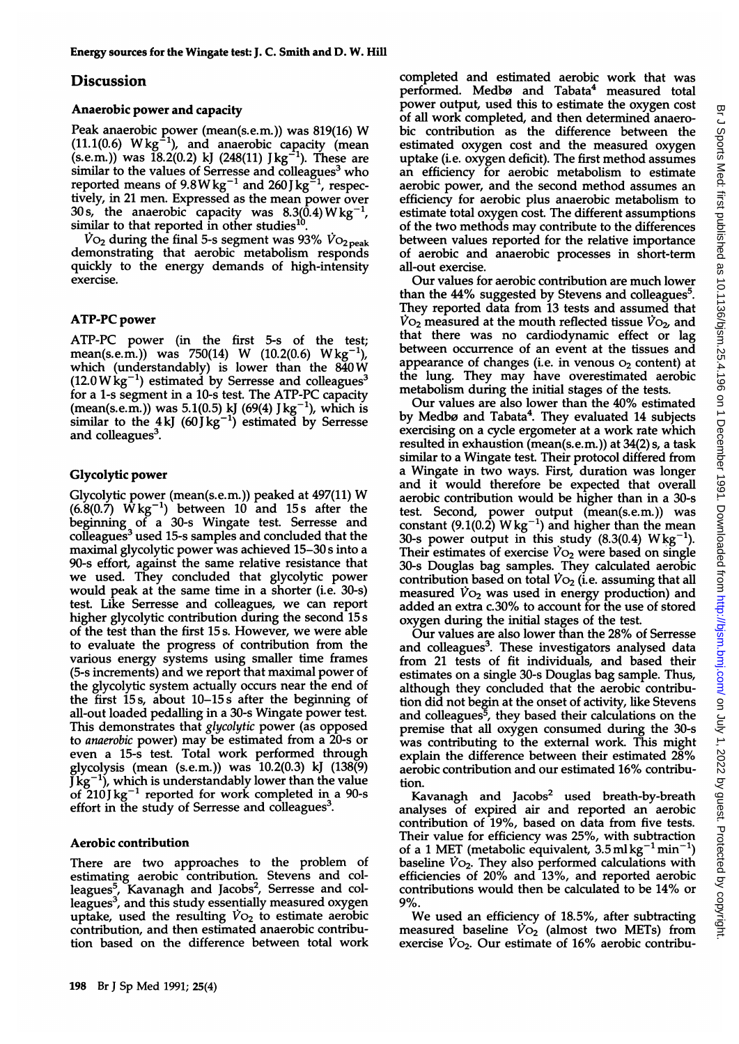# Discussion

## Anaerobic power and capacity

Peak anaerobic power (mean(s.e.m.)) was 819(16) W (11.1(0.6) $W\,kg^{-1}$), and anaerobic capacity (mean (s.e.m.)) was 18.2(0.2) kJ (248(11) $J\,kg^{-1}$). These are similar to the values of Serresse and colleagues[3] who reported means of 9.8 $W\,kg^{-1}$ and 260 $J\,kg^{-1}$, respectively, in 21 men. Expressed as the mean power over 30 s, the anaerobic capacity was 8.3(0.4) $W\,kg^{-1}$, similar to that reported in other studies[10].

$\dot{V}O_2$ during the final 5-s segment was 93% $\dot{V}O_{2\,peak}$ demonstrating that aerobic metabolism responds quickly to the energy demands of high-intensity exercise.

## ATP-PC power

ATP-PC power (in the first 5-s of the test; mean(s.e.m.)) was 750(14) W (10.2(0.6) $W\,kg^{-1}$), which (understandably) is lower than the 840 W (12.0 $W\,kg^{-1}$) estimated by Serresse and colleagues[3] for a 1-s segment in a 10-s test. The ATP-PC capacity (mean(s.e.m.)) was 5.1(0.5) kJ (69(4) $J\,kg^{-1}$), which is similar to the 4 kJ (60 $J\,kg^{-1}$) estimated by Serresse and colleagues[3].

## Glycolytic power

Glycolytic power (mean(s.e.m.)) peaked at 497(11) W (6.8(0.7) $W\,kg^{-1}$) between 10 and 15 s after the beginning of a 30-s Wingate test. Serresse and colleagues[3] used 15-s samples and concluded that the maximal glycolytic power was achieved 15–30 s into a 90-s effort, against the same relative resistance that we used. They concluded that glycolytic power would peak at the same time in a shorter (i.e. 30-s) test. Like Serresse and colleagues, we can report higher glycolytic contribution during the second 15 s of the test than the first 15 s. However, we were able to evaluate the progress of contribution from the various energy systems using smaller time frames (5-s increments) and we report that maximal power of the glycolytic system actually occurs near the end of the first 15 s, about 10–15 s after the beginning of all-out loaded pedalling in a 30-s Wingate power test. This demonstrates that *glycolytic* power (as opposed to *anaerobic* power) may be estimated from a 20-s or even a 15-s test. Total work performed through glycolysis (mean (s.e.m.)) was 10.2(0.3) kJ (138(9) $J\,kg^{-1}$), which is understandably lower than the value of 210 $J\,kg^{-1}$ reported for work completed in a 90-s effort in the study of Serresse and colleagues[3].

## Aerobic contribution

There are two approaches to the problem of estimating aerobic contribution. Stevens and colleagues[5], Kavanagh and Jacobs[2], Serresse and colleagues[3], and this study essentially measured oxygen uptake, used the resulting $\dot{V}O_2$ to estimate aerobic contribution, and then estimated anaerobic contribution based on the difference between total work completed and estimated aerobic work that was performed. Medbø and Tabata[4] measured total power output, used this to estimate the oxygen cost of all work completed, and then determined anaerobic contribution as the difference between the estimated oxygen cost and the measured oxygen uptake (i.e. oxygen deficit). The first method assumes an efficiency for aerobic metabolism to estimate aerobic power, and the second method assumes an efficiency for aerobic plus anaerobic metabolism to estimate total oxygen cost. The different assumptions of the two methods may contribute to the differences between values reported for the relative importance of aerobic and anaerobic processes in short-term all-out exercise.

Our values for aerobic contribution are much lower than the 44% suggested by Stevens and colleagues[5]. They reported data from 13 tests and assumed that $\dot{V}O_2$ measured at the mouth reflected tissue $\dot{V}O_2$, and that there was no cardiodynamic effect or lag between occurrence of an event at the tissues and appearance of changes (i.e. in venous $O_2$ content) at the lung. They may have overestimated aerobic metabolism during the initial stages of the tests.

Our values are also lower than the 40% estimated by Medbø and Tabata[4]. They evaluated 14 subjects exercising on a cycle ergometer at a work rate which resulted in exhaustion (mean(s.e.m.)) at 34(2) s, a task similar to a Wingate test. Their protocol differed from a Wingate in two ways. First, duration was longer and it would therefore be expected that overall aerobic contribution would be higher than in a 30-s test. Second, power output (mean(s.e.m.)) was constant (9.1(0.2) $W\,kg^{-1}$) and higher than the mean 30-s power output in this study (8.3(0.4) $W\,kg^{-1}$). Their estimates of exercise $\dot{V}O_2$ were based on single 30-s Douglas bag samples. They calculated aerobic contribution based on total $\dot{V}O_2$ (i.e. assuming that all measured $\dot{V}O_2$ was used in energy production) and added an extra c.30% to account for the use of stored oxygen during the initial stages of the test.

Our values are also lower than the 28% of Serresse and colleagues[3]. These investigators analysed data from 21 tests of fit individuals, and based their estimates on a single 30-s Douglas bag sample. Thus, although they concluded that the aerobic contribution did not begin at the onset of activity, like Stevens and colleagues[5], they based their calculations on the premise that all oxygen consumed during the 30-s was contributing to the external work. This might explain the difference between their estimated 28% aerobic contribution and our estimated 16% contribution.

Kavanagh and Jacobs[2] used breath-by-breath analyses of expired air and reported an aerobic contribution of 19%, based on data from five tests. Their value for efficiency was 25%, with subtraction of a 1 MET (metabolic equivalent, 3.5 $ml\,kg^{-1}\,min^{-1}$) baseline $\dot{V}O_2$. They also performed calculations with efficiencies of 20% and 13%, and reported aerobic contributions would then be calculated to be 14% or 9%.

We used an efficiency of 18.5%, after subtracting measured baseline $\dot{V}O_2$ (almost two METs) from exercise $\dot{V}O_2$. Our estimate of 16% aerobic contribu-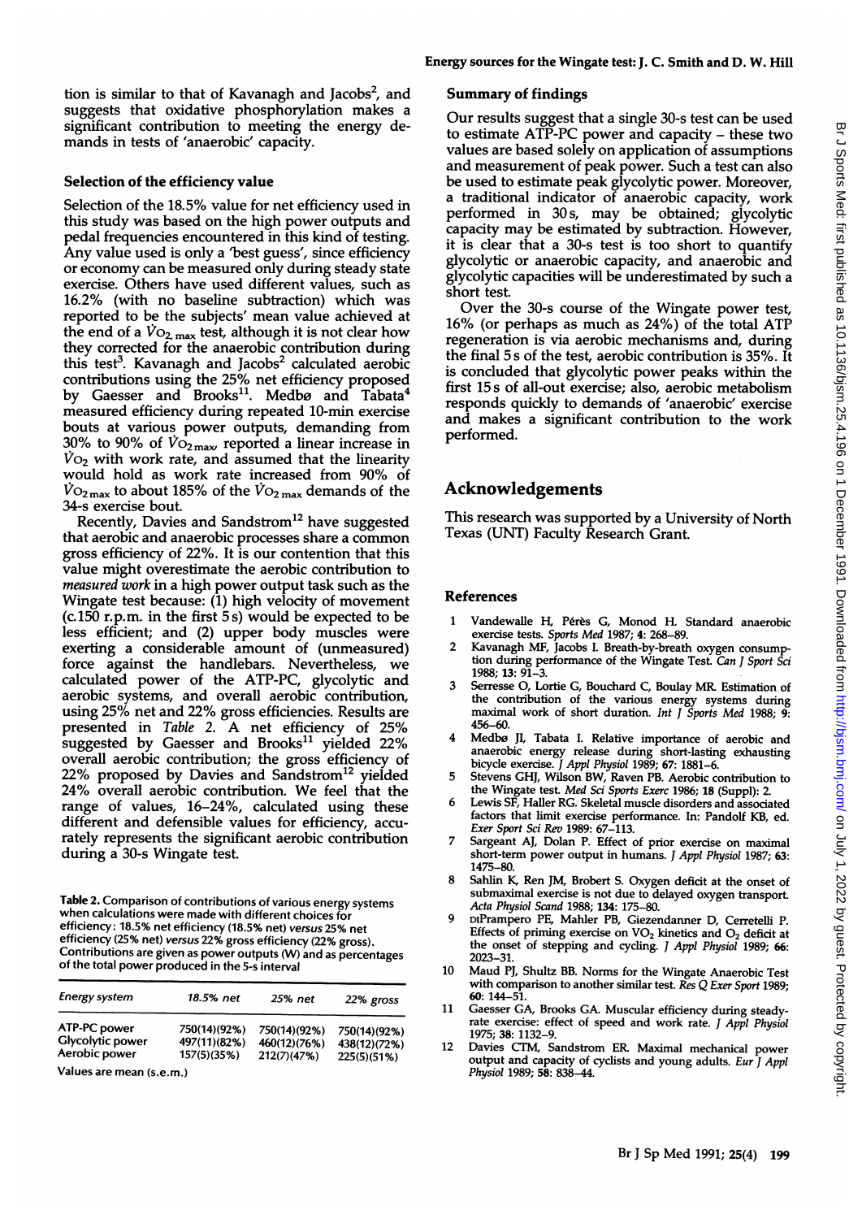tion is similar to that of Kavanagh and Jacobs[2], and suggests that oxidative phosphorylation makes a significant contribution to meeting the energy demands in tests of 'anaerobic' capacity.

### Selection of the efficiency value

Selection of the 18.5% value for net efficiency used in this study was based on the high power outputs and pedal frequencies encountered in this kind of testing. Any value used is only a 'best guess', since efficiency or economy can be measured only during steady state exercise. Others have used different values, such as 16.2% (with no baseline subtraction) which was reported to be the subjects' mean value achieved at the end of a $\dot{V}O_{2,max}$ test, although it is not clear how they corrected for the anaerobic contribution during this test[3]. Kavanagh and Jacobs[2] calculated aerobic contributions using the 25% net efficiency proposed by Gaesser and Brooks[11]. Medbø and Tabata[4] measured efficiency during repeated 10-min exercise bouts at various power outputs, demanding from 30% to 90% of $\dot{V}O_{2max}$, reported a linear increase in $\dot{V}O_2$ with work rate, and assumed that the linearity would hold as work rate increased from 90% of $\dot{V}O_{2max}$ to about 185% of the $\dot{V}O_{2max}$ demands of the 34-s exercise bout.

Recently, Davies and Sandstrom[12] have suggested that aerobic and anaerobic processes share a common gross efficiency of 22%. It is our contention that this value might overestimate the aerobic contribution to *measured work* in a high power output task such as the Wingate test because: (1) high velocity of movement (c.150 r.p.m. in the first 5 s) would be expected to be less efficient; and (2) upper body muscles were exerting a considerable amount of (unmeasured) force against the handlebars. Nevertheless, we calculated power of the ATP-PC, glycolytic and aerobic systems, and overall aerobic contribution, using 25% net and 22% gross efficiencies. Results are presented in *Table 2*. A net efficiency of 25% suggested by Gaesser and Brooks[11] yielded 22% overall aerobic contribution; the gross efficiency of 22% proposed by Davies and Sandstrom[12] yielded 24% overall aerobic contribution. We feel that the range of values, 16–24%, calculated using these different and defensible values for efficiency, accurately represents the significant aerobic contribution during a 30-s Wingate test.

**Table 2.** Comparison of contributions of various energy systems when calculations were made with different choices for efficiency: 18.5% net efficiency (18.5% net) *versus* 25% net efficiency (25% net) *versus* 22% gross efficiency (22% gross). Contributions are given as power outputs (W) and as percentages of the total power produced in the 5-s interval

| *Energy system* | *18.5% net* | *25% net* | *22% gross* |
|---|---|---|---|
| ATP-PC power | 750(14)(92%) | 750(14)(92%) | 750(14)(92%) |
| Glycolytic power | 497(11)(82%) | 460(12)(76%) | 438(12)(72%) |
| Aerobic power | 157(5)(35%) | 212(7)(47%) | 225(5)(51%) |

Values are mean (s.e.m.)

### Summary of findings

Our results suggest that a single 30-s test can be used to estimate ATP-PC power and capacity – these two values are based solely on application of assumptions and measurement of peak power. Such a test can also be used to estimate peak glycolytic power. Moreover, a traditional indicator of anaerobic capacity, work performed in 30 s, may be obtained; glycolytic capacity may be estimated by subtraction. However, it is clear that a 30-s test is too short to quantify glycolytic or anaerobic capacity, and anaerobic and glycolytic capacities will be underestimated by such a short test.

Over the 30-s course of the Wingate power test, 16% (or perhaps as much as 24%) of the total ATP regeneration is via aerobic mechanisms and, during the final 5 s of the test, aerobic contribution is 35%. It is concluded that glycolytic power peaks within the first 15 s of all-out exercise; also, aerobic metabolism responds quickly to demands of 'anaerobic' exercise and makes a significant contribution to the work performed.

## Acknowledgements

This research was supported by a University of North Texas (UNT) Faculty Research Grant.

### References

1. Vandewalle H, Pérès G, Monod H. Standard anaerobic exercise tests. *Sports Med* 1987; **4**: 268–89.
2. Kavanagh MF, Jacobs I. Breath-by-breath oxygen consumption during performance of the Wingate Test. *Can J Sport Sci* 1988; **13**: 91–3.
3. Serresse O, Lortie G, Bouchard C, Boulay MR. Estimation of the contribution of the various energy systems during maximal work of short duration. *Int J Sports Med* 1988; **9**: 456–60.
4. Medbø JI, Tabata I. Relative importance of aerobic and anaerobic energy release during short-lasting exhausting bicycle exercise. *J Appl Physiol* 1989; **67**: 1881–6.
5. Stevens GHJ, Wilson BW, Raven PB. Aerobic contribution to the Wingate test. *Med Sci Sports Exerc* 1986; **18** (Suppl): 2.
6. Lewis SF, Haller RG. Skeletal muscle disorders and associated factors that limit exercise performance. In: Pandolf KB, ed. *Exer Sport Sci Rev* 1989: 67–113.
7. Sargeant AJ, Dolan P. Effect of prior exercise on maximal short-term power output in humans. *J Appl Physiol* 1987; **63**: 1475–80.
8. Sahlin K, Ren JM, Brobert S. Oxygen deficit at the onset of submaximal exercise is not due to delayed oxygen transport. *Acta Physiol Scand* 1988; **134**: 175–80.
9. DiPrampero PE, Mahler PB, Giezendanner D, Cerretelli P. Effects of priming exercise on $VO_2$ kinetics and $O_2$ deficit at the onset of stepping and cycling. *J Appl Physiol* 1989; **66**: 2023–31.
10. Maud PJ, Shultz BB. Norms for the Wingate Anaerobic Test with comparison to another similar test. *Res Q Exer Sport* 1989; **60**: 144–51.
11. Gaesser GA, Brooks GA. Muscular efficiency during steady-rate exercise: effect of speed and work rate. *J Appl Physiol* 1975; **38**: 1132–9.
12. Davies CTM, Sandstrom ER. Maximal mechanical power output and capacity of cyclists and young adults. *Eur J Appl Physiol* 1989; **58**: 838–44.